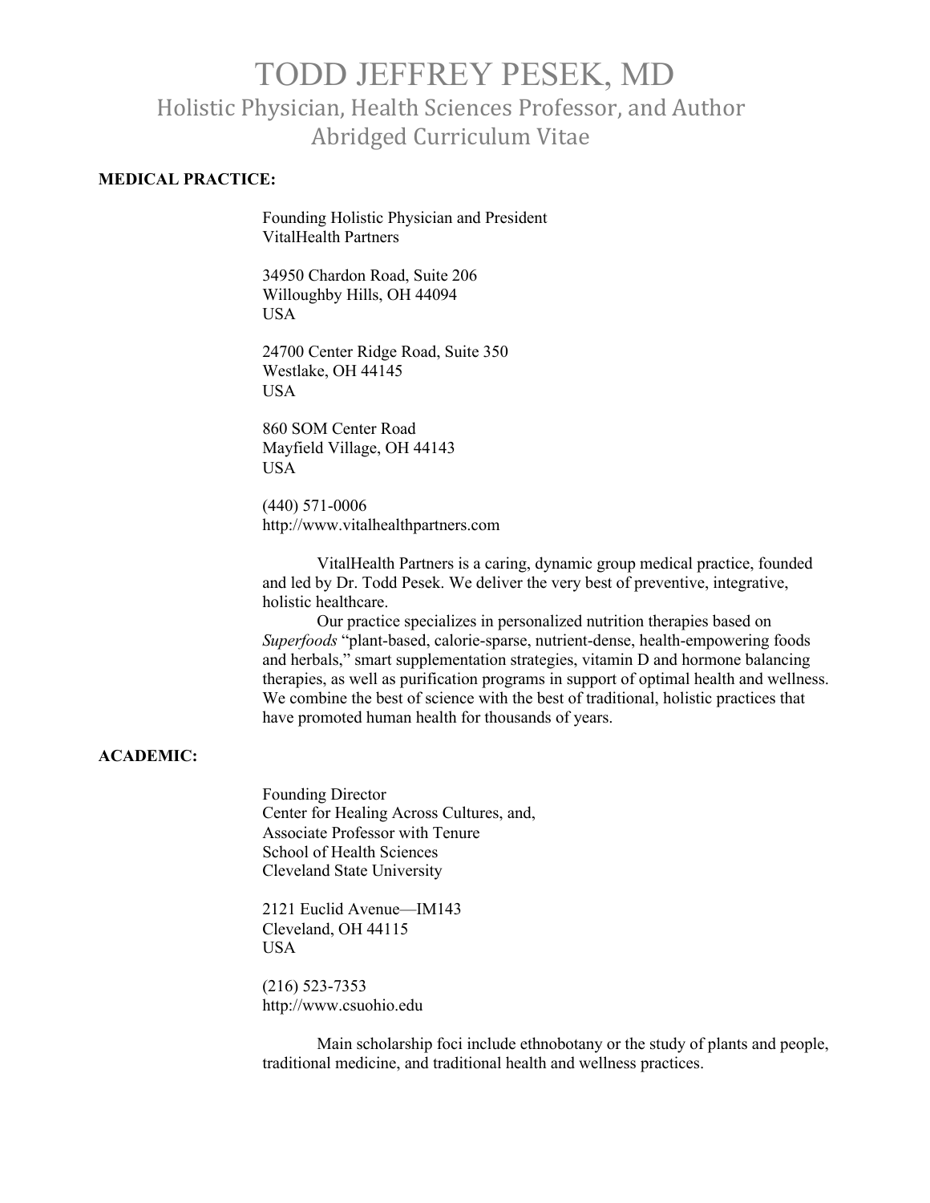# TODD JEFFREY PESEK, MD

## Holistic Physician, Health Sciences Professor, and Author

## Abridged Curriculum Vitae

**MEDICAL PRACTICE:**

Founding Holistic Physician and President
VitalHealth Partners

34950 Chardon Road, Suite 206
Willoughby Hills, OH 44094
USA

24700 Center Ridge Road, Suite 350
Westlake, OH 44145
USA

860 SOM Center Road
Mayfield Village, OH 44143
USA

(440) 571-0006
http://www.vitalhealthpartners.com

VitalHealth Partners is a caring, dynamic group medical practice, founded and led by Dr. Todd Pesek. We deliver the very best of preventive, integrative, holistic healthcare.

Our practice specializes in personalized nutrition therapies based on *Superfoods* "plant-based, calorie-sparse, nutrient-dense, health-empowering foods and herbals," smart supplementation strategies, vitamin D and hormone balancing therapies, as well as purification programs in support of optimal health and wellness. We combine the best of science with the best of traditional, holistic practices that have promoted human health for thousands of years.

**ACADEMIC:**

Founding Director
Center for Healing Across Cultures, and,
Associate Professor with Tenure
School of Health Sciences
Cleveland State University

2121 Euclid Avenue—IM143
Cleveland, OH 44115
USA

(216) 523-7353
http://www.csuohio.edu

Main scholarship foci include ethnobotany or the study of plants and people, traditional medicine, and traditional health and wellness practices.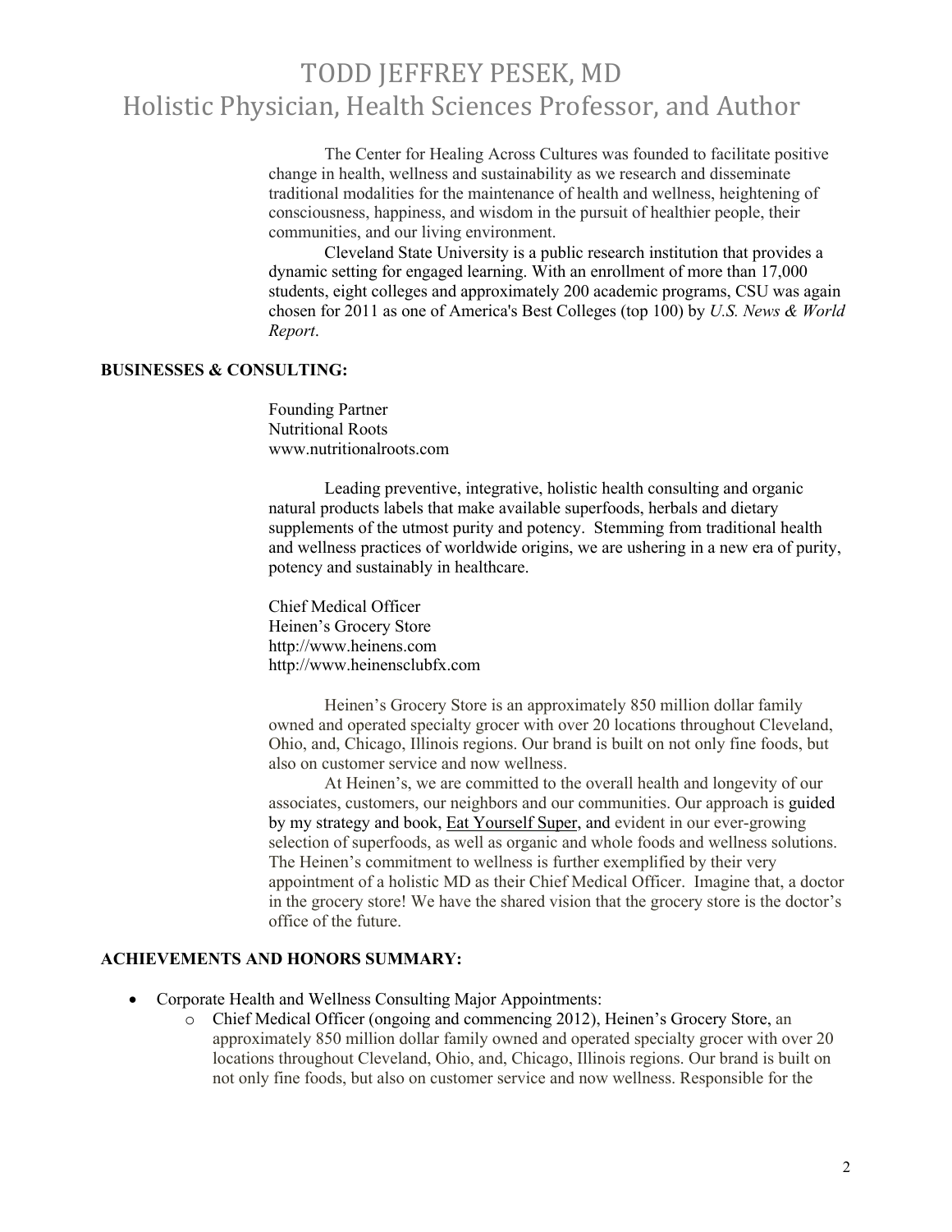The Center for Healing Across Cultures was founded to facilitate positive change in health, wellness and sustainability as we research and disseminate traditional modalities for the maintenance of health and wellness, heightening of consciousness, happiness, and wisdom in the pursuit of healthier people, their communities, and our living environment.

Cleveland State University is a public research institution that provides a dynamic setting for engaged learning. With an enrollment of more than 17,000 students, eight colleges and approximately 200 academic programs, CSU was again chosen for 2011 as one of America's Best Colleges (top 100) by *U.S. News & World Report*.

**BUSINESSES & CONSULTING:**

Founding Partner
Nutritional Roots
www.nutritionalroots.com

Leading preventive, integrative, holistic health consulting and organic natural products labels that make available superfoods, herbals and dietary supplements of the utmost purity and potency. Stemming from traditional health and wellness practices of worldwide origins, we are ushering in a new era of purity, potency and sustainably in healthcare.

Chief Medical Officer
Heinen's Grocery Store
http://www.heinens.com
http://www.heinensclubfx.com

Heinen's Grocery Store is an approximately 850 million dollar family owned and operated specialty grocer with over 20 locations throughout Cleveland, Ohio, and, Chicago, Illinois regions. Our brand is built on not only fine foods, but also on customer service and now wellness.

At Heinen's, we are committed to the overall health and longevity of our associates, customers, our neighbors and our communities. Our approach is guided by my strategy and book, Eat Yourself Super, and evident in our ever-growing selection of superfoods, as well as organic and whole foods and wellness solutions. The Heinen's commitment to wellness is further exemplified by their very appointment of a holistic MD as their Chief Medical Officer. Imagine that, a doctor in the grocery store! We have the shared vision that the grocery store is the doctor's office of the future.

**ACHIEVEMENTS AND HONORS SUMMARY:**

- Corporate Health and Wellness Consulting Major Appointments:
  - Chief Medical Officer (ongoing and commencing 2012), Heinen's Grocery Store, an approximately 850 million dollar family owned and operated specialty grocer with over 20 locations throughout Cleveland, Ohio, and, Chicago, Illinois regions. Our brand is built on not only fine foods, but also on customer service and now wellness. Responsible for the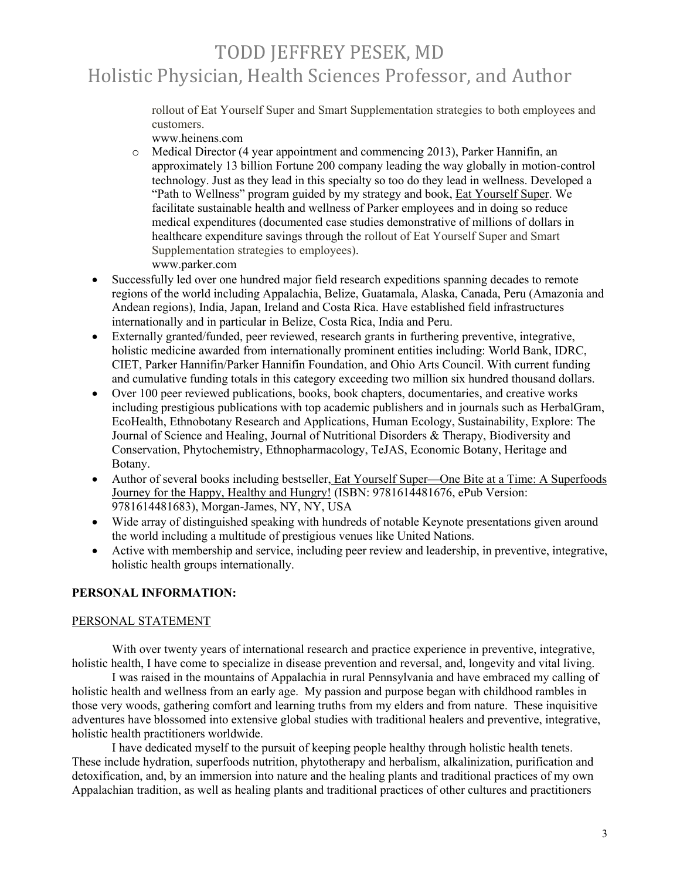rollout of Eat Yourself Super and Smart Supplementation strategies to both employees and customers.
www.heinens.com

    - Medical Director (4 year appointment and commencing 2013), Parker Hannifin, an approximately 13 billion Fortune 200 company leading the way globally in motion-control technology. Just as they lead in this specialty so too do they lead in wellness. Developed a "Path to Wellness" program guided by my strategy and book, Eat Yourself Super. We facilitate sustainable health and wellness of Parker employees and in doing so reduce medical expenditures (documented case studies demonstrative of millions of dollars in healthcare expenditure savings through the rollout of Eat Yourself Super and Smart Supplementation strategies to employees).
      www.parker.com

- Successfully led over one hundred major field research expeditions spanning decades to remote regions of the world including Appalachia, Belize, Guatamala, Alaska, Canada, Peru (Amazonia and Andean regions), India, Japan, Ireland and Costa Rica. Have established field infrastructures internationally and in particular in Belize, Costa Rica, India and Peru.
- Externally granted/funded, peer reviewed, research grants in furthering preventive, integrative, holistic medicine awarded from internationally prominent entities including: World Bank, IDRC, CIET, Parker Hannifin/Parker Hannifin Foundation, and Ohio Arts Council. With current funding and cumulative funding totals in this category exceeding two million six hundred thousand dollars.
- Over 100 peer reviewed publications, books, book chapters, documentaries, and creative works including prestigious publications with top academic publishers and in journals such as HerbalGram, EcoHealth, Ethnobotany Research and Applications, Human Ecology, Sustainability, Explore: The Journal of Science and Healing, Journal of Nutritional Disorders & Therapy, Biodiversity and Conservation, Phytochemistry, Ethnopharmacology, TeJAS, Economic Botany, Heritage and Botany.
- Author of several books including bestseller, Eat Yourself Super—One Bite at a Time: A Superfoods Journey for the Happy, Healthy and Hungry! (ISBN: 9781614481676, ePub Version: 9781614481683), Morgan-James, NY, NY, USA
- Wide array of distinguished speaking with hundreds of notable Keynote presentations given around the world including a multitude of prestigious venues like United Nations.
- Active with membership and service, including peer review and leadership, in preventive, integrative, holistic health groups internationally.

**PERSONAL INFORMATION:**

PERSONAL STATEMENT

With over twenty years of international research and practice experience in preventive, integrative, holistic health, I have come to specialize in disease prevention and reversal, and, longevity and vital living.

I was raised in the mountains of Appalachia in rural Pennsylvania and have embraced my calling of holistic health and wellness from an early age. My passion and purpose began with childhood rambles in those very woods, gathering comfort and learning truths from my elders and from nature. These inquisitive adventures have blossomed into extensive global studies with traditional healers and preventive, integrative, holistic health practitioners worldwide.

I have dedicated myself to the pursuit of keeping people healthy through holistic health tenets. These include hydration, superfoods nutrition, phytotherapy and herbalism, alkalinization, purification and detoxification, and, by an immersion into nature and the healing plants and traditional practices of my own Appalachian tradition, as well as healing plants and traditional practices of other cultures and practitioners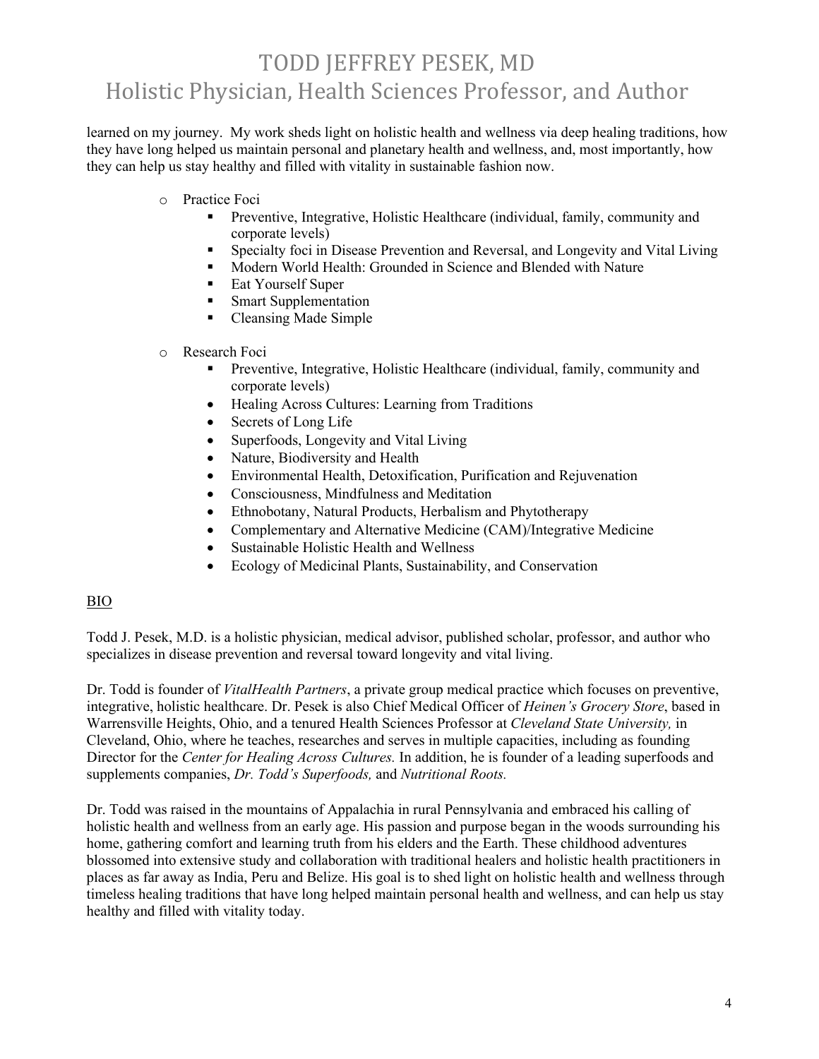learned on my journey. My work sheds light on holistic health and wellness via deep healing traditions, how they have long helped us maintain personal and planetary health and wellness, and, most importantly, how they can help us stay healthy and filled with vitality in sustainable fashion now.

- Practice Foci
  - Preventive, Integrative, Holistic Healthcare (individual, family, community and corporate levels)
  - Specialty foci in Disease Prevention and Reversal, and Longevity and Vital Living
  - Modern World Health: Grounded in Science and Blended with Nature
  - Eat Yourself Super
  - Smart Supplementation
  - Cleansing Made Simple

- Research Foci
  - Preventive, Integrative, Holistic Healthcare (individual, family, community and corporate levels)
  - Healing Across Cultures: Learning from Traditions
  - Secrets of Long Life
  - Superfoods, Longevity and Vital Living
  - Nature, Biodiversity and Health
  - Environmental Health, Detoxification, Purification and Rejuvenation
  - Consciousness, Mindfulness and Meditation
  - Ethnobotany, Natural Products, Herbalism and Phytotherapy
  - Complementary and Alternative Medicine (CAM)/Integrative Medicine
  - Sustainable Holistic Health and Wellness
  - Ecology of Medicinal Plants, Sustainability, and Conservation

## BIO

Todd J. Pesek, M.D. is a holistic physician, medical advisor, published scholar, professor, and author who specializes in disease prevention and reversal toward longevity and vital living.

Dr. Todd is founder of *VitalHealth Partners*, a private group medical practice which focuses on preventive, integrative, holistic healthcare. Dr. Pesek is also Chief Medical Officer of *Heinen's Grocery Store*, based in Warrensville Heights, Ohio, and a tenured Health Sciences Professor at *Cleveland State University,* in Cleveland, Ohio, where he teaches, researches and serves in multiple capacities, including as founding Director for the *Center for Healing Across Cultures.* In addition, he is founder of a leading superfoods and supplements companies, *Dr. Todd's Superfoods,* and *Nutritional Roots.*

Dr. Todd was raised in the mountains of Appalachia in rural Pennsylvania and embraced his calling of holistic health and wellness from an early age. His passion and purpose began in the woods surrounding his home, gathering comfort and learning truth from his elders and the Earth. These childhood adventures blossomed into extensive study and collaboration with traditional healers and holistic health practitioners in places as far away as India, Peru and Belize. His goal is to shed light on holistic health and wellness through timeless healing traditions that have long helped maintain personal health and wellness, and can help us stay healthy and filled with vitality today.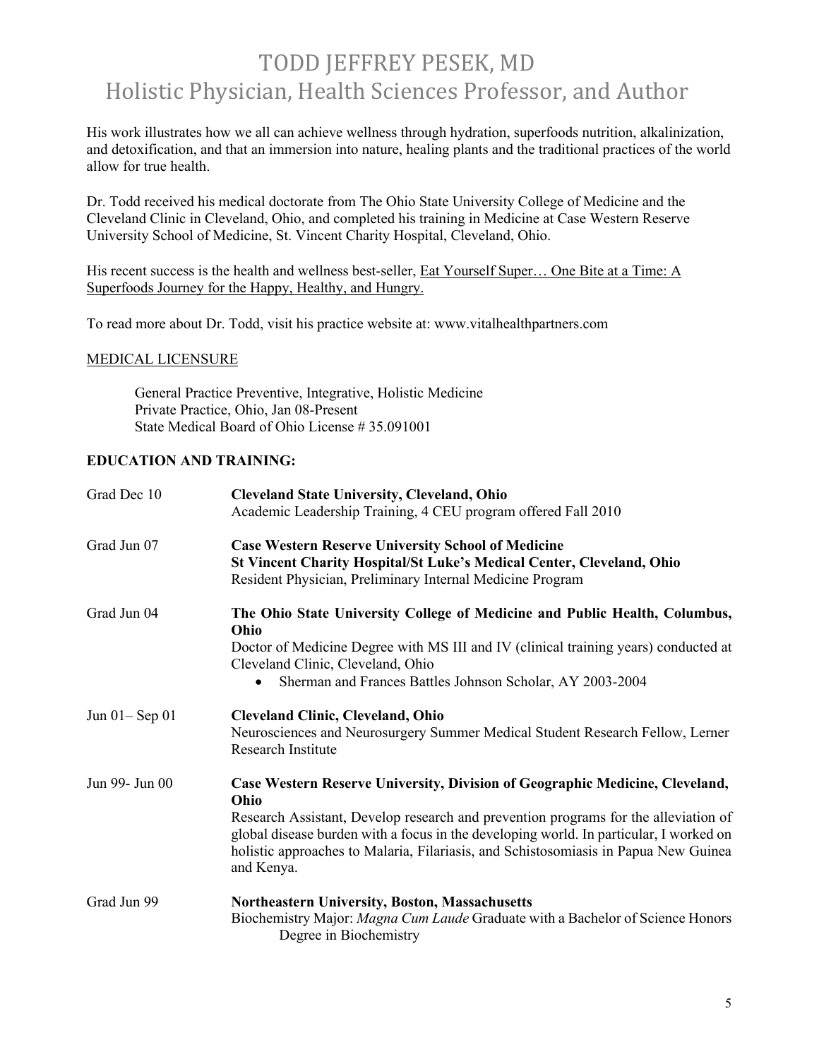# TODD JEFFREY PESEK, MD
## Holistic Physician, Health Sciences Professor, and Author

His work illustrates how we all can achieve wellness through hydration, superfoods nutrition, alkalinization, and detoxification, and that an immersion into nature, healing plants and the traditional practices of the world allow for true health.

Dr. Todd received his medical doctorate from The Ohio State University College of Medicine and the Cleveland Clinic in Cleveland, Ohio, and completed his training in Medicine at Case Western Reserve University School of Medicine, St. Vincent Charity Hospital, Cleveland, Ohio.

His recent success is the health and wellness best-seller, Eat Yourself Super… One Bite at a Time: A Superfoods Journey for the Happy, Healthy, and Hungry.

To read more about Dr. Todd, visit his practice website at: www.vitalhealthpartners.com

MEDICAL LICENSURE

General Practice Preventive, Integrative, Holistic Medicine
Private Practice, Ohio, Jan 08-Present
State Medical Board of Ohio License # 35.091001

**EDUCATION AND TRAINING:**

Grad Dec 10 — **Cleveland State University, Cleveland, Ohio**
Academic Leadership Training, 4 CEU program offered Fall 2010

Grad Jun 07 — **Case Western Reserve University School of Medicine**
**St Vincent Charity Hospital/St Luke's Medical Center, Cleveland, Ohio**
Resident Physician, Preliminary Internal Medicine Program

Grad Jun 04 — **The Ohio State University College of Medicine and Public Health, Columbus, Ohio**
Doctor of Medicine Degree with MS III and IV (clinical training years) conducted at Cleveland Clinic, Cleveland, Ohio

- Sherman and Frances Battles Johnson Scholar, AY 2003-2004

Jun 01– Sep 01 — **Cleveland Clinic, Cleveland, Ohio**
Neurosciences and Neurosurgery Summer Medical Student Research Fellow, Lerner Research Institute

Jun 99- Jun 00 — **Case Western Reserve University, Division of Geographic Medicine, Cleveland, Ohio**
Research Assistant, Develop research and prevention programs for the alleviation of global disease burden with a focus in the developing world. In particular, I worked on holistic approaches to Malaria, Filariasis, and Schistosomiasis in Papua New Guinea and Kenya.

Grad Jun 99 — **Northeastern University, Boston, Massachusetts**
Biochemistry Major: *Magna Cum Laude* Graduate with a Bachelor of Science Honors Degree in Biochemistry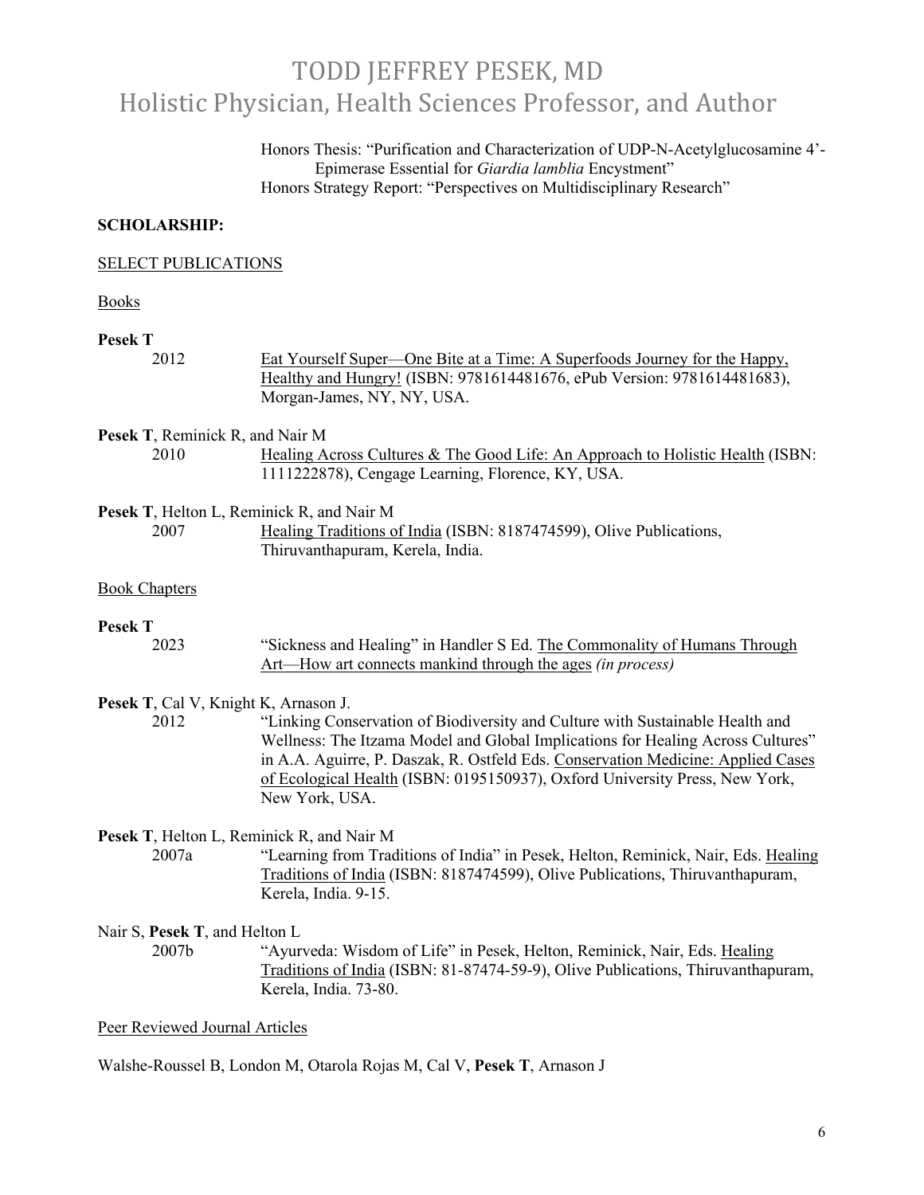Honors Thesis: "Purification and Characterization of UDP-N-Acetylglucosamine 4'-Epimerase Essential for *Giardia lamblia* Encystment"
Honors Strategy Report: "Perspectives on Multidisciplinary Research"

**SCHOLARSHIP:**

SELECT PUBLICATIONS

Books

**Pesek T**
2012 — Eat Yourself Super—One Bite at a Time: A Superfoods Journey for the Happy, Healthy and Hungry! (ISBN: 9781614481676, ePub Version: 9781614481683), Morgan-James, NY, NY, USA.

**Pesek T**, Reminick R, and Nair M
2010 — Healing Across Cultures & The Good Life: An Approach to Holistic Health (ISBN: 1111222878), Cengage Learning, Florence, KY, USA.

**Pesek T**, Helton L, Reminick R, and Nair M
2007 — Healing Traditions of India (ISBN: 8187474599), Olive Publications, Thiruvanthapuram, Kerela, India.

Book Chapters

**Pesek T**
2023 — "Sickness and Healing" in Handler S Ed. The Commonality of Humans Through Art—How art connects mankind through the ages *(in process)*

**Pesek T**, Cal V, Knight K, Arnason J.
2012 — "Linking Conservation of Biodiversity and Culture with Sustainable Health and Wellness: The Itzama Model and Global Implications for Healing Across Cultures" in A.A. Aguirre, P. Daszak, R. Ostfeld Eds. Conservation Medicine: Applied Cases of Ecological Health (ISBN: 0195150937), Oxford University Press, New York, New York, USA.

**Pesek T**, Helton L, Reminick R, and Nair M
2007a — "Learning from Traditions of India" in Pesek, Helton, Reminick, Nair, Eds. Healing Traditions of India (ISBN: 8187474599), Olive Publications, Thiruvanthapuram, Kerela, India. 9-15.

Nair S, **Pesek T**, and Helton L
2007b — "Ayurveda: Wisdom of Life" in Pesek, Helton, Reminick, Nair, Eds. Healing Traditions of India (ISBN: 81-87474-59-9), Olive Publications, Thiruvanthapuram, Kerela, India. 73-80.

Peer Reviewed Journal Articles

Walshe-Roussel B, London M, Otarola Rojas M, Cal V, **Pesek T**, Arnason J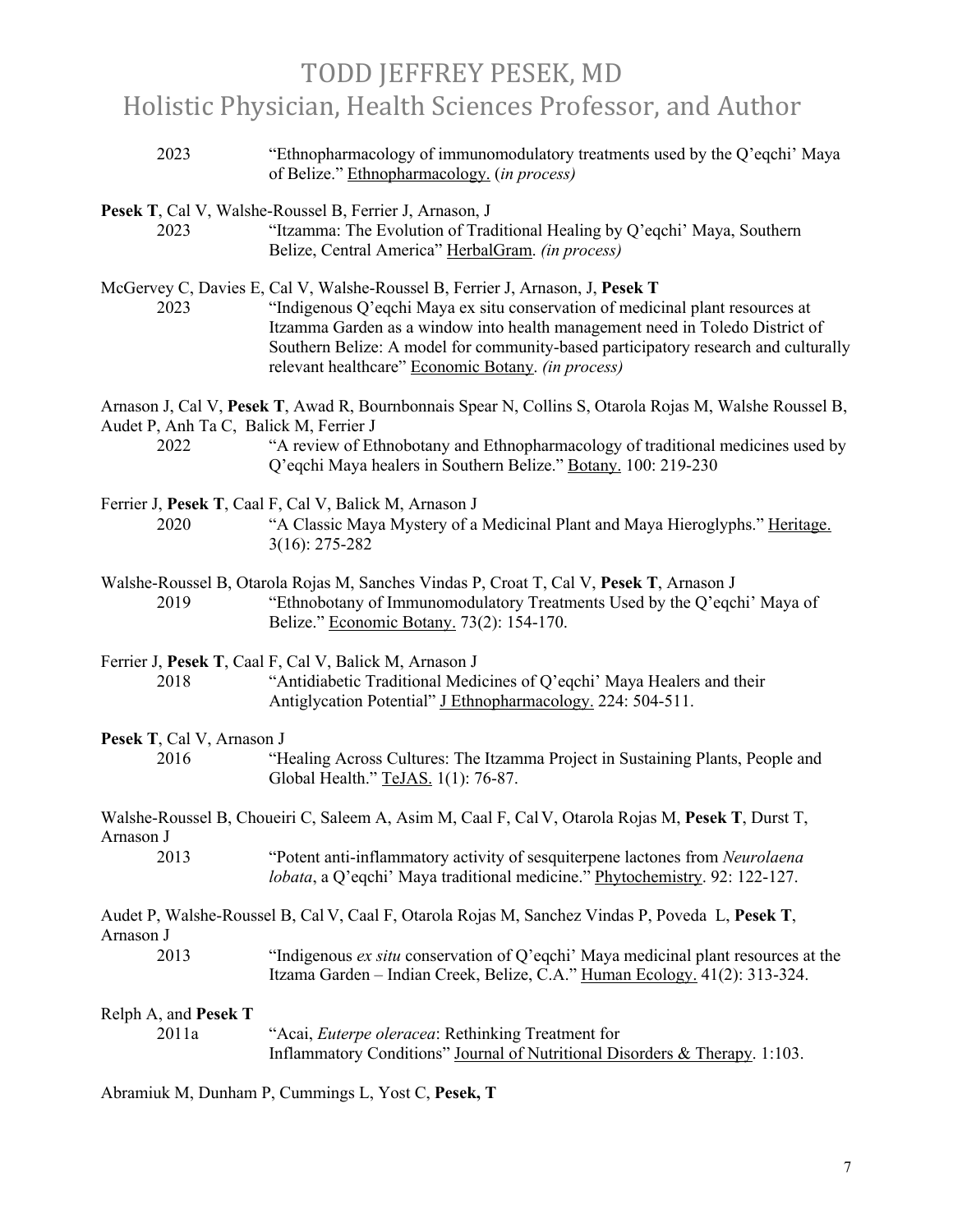2023 "Ethnopharmacology of immunomodulatory treatments used by the Q'eqchi' Maya of Belize." Ethnopharmacology. (*in process)*

**Pesek T**, Cal V, Walshe-Roussel B, Ferrier J, Arnason, J
2023 "Itzamma: The Evolution of Traditional Healing by Q'eqchi' Maya, Southern Belize, Central America" HerbalGram. *(in process)*

McGervey C, Davies E, Cal V, Walshe-Roussel B, Ferrier J, Arnason, J, **Pesek T**
2023 "Indigenous Q'eqchi Maya ex situ conservation of medicinal plant resources at Itzamma Garden as a window into health management need in Toledo District of Southern Belize: A model for community-based participatory research and culturally relevant healthcare" Economic Botany. *(in process)*

Arnason J, Cal V, **Pesek T**, Awad R, Bournbonnais Spear N, Collins S, Otarola Rojas M, Walshe Roussel B, Audet P, Anh Ta C, Balick M, Ferrier J
2022 "A review of Ethnobotany and Ethnopharmacology of traditional medicines used by Q'eqchi Maya healers in Southern Belize." Botany. 100: 219-230

Ferrier J, **Pesek T**, Caal F, Cal V, Balick M, Arnason J
2020 "A Classic Maya Mystery of a Medicinal Plant and Maya Hieroglyphs." Heritage. 3(16): 275-282

Walshe-Roussel B, Otarola Rojas M, Sanches Vindas P, Croat T, Cal V, **Pesek T**, Arnason J
2019 "Ethnobotany of Immunomodulatory Treatments Used by the Q'eqchi' Maya of Belize." Economic Botany. 73(2): 154-170.

Ferrier J, **Pesek T**, Caal F, Cal V, Balick M, Arnason J
2018 "Antidiabetic Traditional Medicines of Q'eqchi' Maya Healers and their Antiglycation Potential" J Ethnopharmacology. 224: 504-511.

**Pesek T**, Cal V, Arnason J
2016 "Healing Across Cultures: The Itzamma Project in Sustaining Plants, People and Global Health." TeJAS. 1(1): 76-87.

Walshe-Roussel B, Choueiri C, Saleem A, Asim M, Caal F, Cal V, Otarola Rojas M, **Pesek T**, Durst T, Arnason J
2013 "Potent anti-inflammatory activity of sesquiterpene lactones from *Neurolaena lobata*, a Q'eqchi' Maya traditional medicine." Phytochemistry. 92: 122-127.

Audet P, Walshe-Roussel B, Cal V, Caal F, Otarola Rojas M, Sanchez Vindas P, Poveda L, **Pesek T**, Arnason J
2013 "Indigenous *ex situ* conservation of Q'eqchi' Maya medicinal plant resources at the Itzama Garden – Indian Creek, Belize, C.A." Human Ecology. 41(2): 313-324.

Relph A, and **Pesek T**
2011a "Acai, *Euterpe oleracea*: Rethinking Treatment for Inflammatory Conditions" Journal of Nutritional Disorders & Therapy. 1:103.

Abramiuk M, Dunham P, Cummings L, Yost C, **Pesek, T**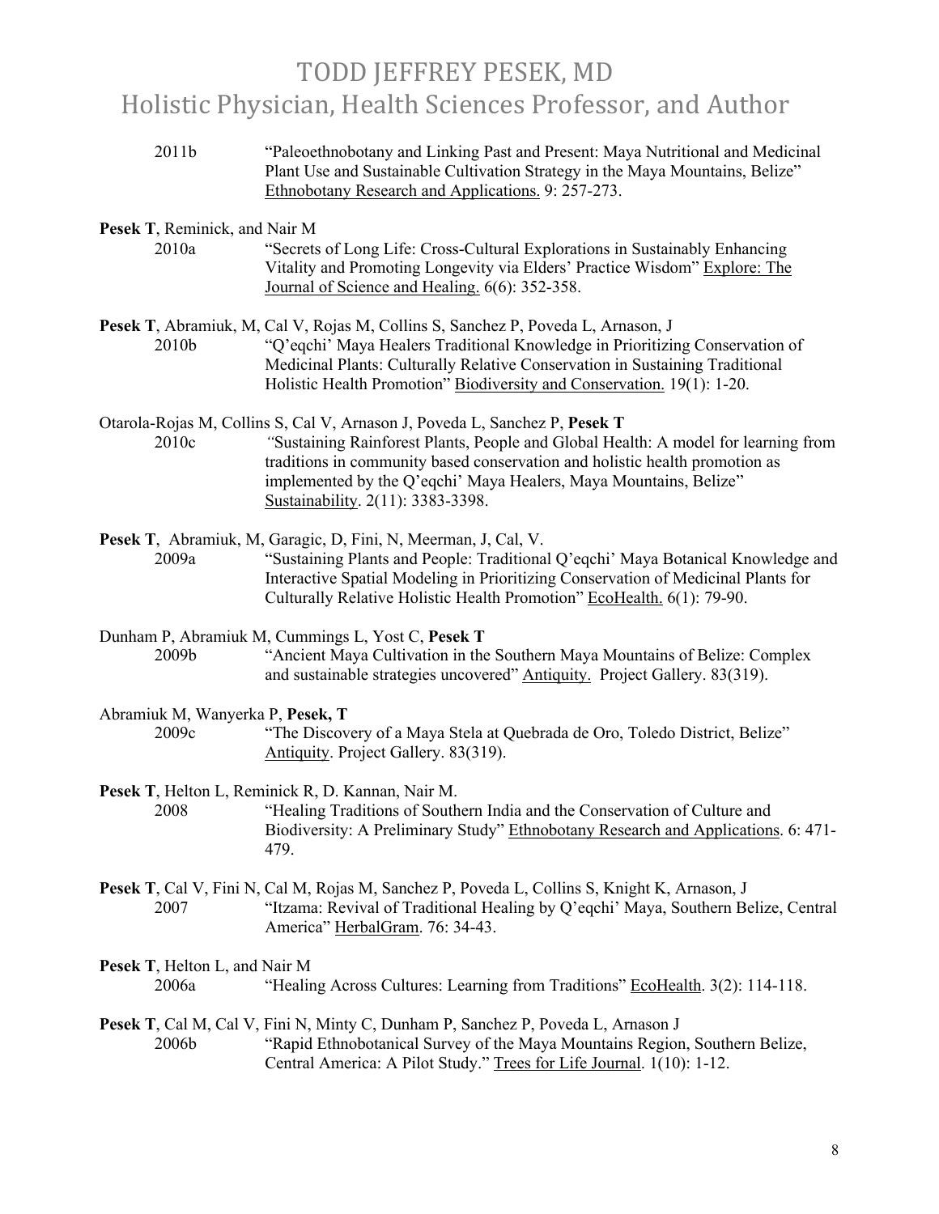2011b "Paleoethnobotany and Linking Past and Present: Maya Nutritional and Medicinal Plant Use and Sustainable Cultivation Strategy in the Maya Mountains, Belize" Ethnobotany Research and Applications. 9: 257-273.

**Pesek T**, Reminick, and Nair M

2010a "Secrets of Long Life: Cross-Cultural Explorations in Sustainably Enhancing Vitality and Promoting Longevity via Elders' Practice Wisdom" Explore: The Journal of Science and Healing. 6(6): 352-358.

**Pesek T**, Abramiuk, M, Cal V, Rojas M, Collins S, Sanchez P, Poveda L, Arnason, J

2010b "Q'eqchi' Maya Healers Traditional Knowledge in Prioritizing Conservation of Medicinal Plants: Culturally Relative Conservation in Sustaining Traditional Holistic Health Promotion" Biodiversity and Conservation. 19(1): 1-20.

Otarola-Rojas M, Collins S, Cal V, Arnason J, Poveda L, Sanchez P, **Pesek T**

2010c "Sustaining Rainforest Plants, People and Global Health: A model for learning from traditions in community based conservation and holistic health promotion as implemented by the Q'eqchi' Maya Healers, Maya Mountains, Belize" Sustainability. 2(11): 3383-3398.

**Pesek T**, Abramiuk, M, Garagic, D, Fini, N, Meerman, J, Cal, V.

2009a "Sustaining Plants and People: Traditional Q'eqchi' Maya Botanical Knowledge and Interactive Spatial Modeling in Prioritizing Conservation of Medicinal Plants for Culturally Relative Holistic Health Promotion" EcoHealth. 6(1): 79-90.

Dunham P, Abramiuk M, Cummings L, Yost C, **Pesek T**

2009b "Ancient Maya Cultivation in the Southern Maya Mountains of Belize: Complex and sustainable strategies uncovered" Antiquity. Project Gallery. 83(319).

Abramiuk M, Wanyerka P, **Pesek, T**

2009c "The Discovery of a Maya Stela at Quebrada de Oro, Toledo District, Belize" Antiquity. Project Gallery. 83(319).

**Pesek T**, Helton L, Reminick R, D. Kannan, Nair M.

2008 "Healing Traditions of Southern India and the Conservation of Culture and Biodiversity: A Preliminary Study" Ethnobotany Research and Applications. 6: 471-479.

**Pesek T**, Cal V, Fini N, Cal M, Rojas M, Sanchez P, Poveda L, Collins S, Knight K, Arnason, J

2007 "Itzama: Revival of Traditional Healing by Q'eqchi' Maya, Southern Belize, Central America" HerbalGram. 76: 34-43.

**Pesek T**, Helton L, and Nair M

2006a "Healing Across Cultures: Learning from Traditions" EcoHealth. 3(2): 114-118.

**Pesek T**, Cal M, Cal V, Fini N, Minty C, Dunham P, Sanchez P, Poveda L, Arnason J

2006b "Rapid Ethnobotanical Survey of the Maya Mountains Region, Southern Belize, Central America: A Pilot Study." Trees for Life Journal. 1(10): 1-12.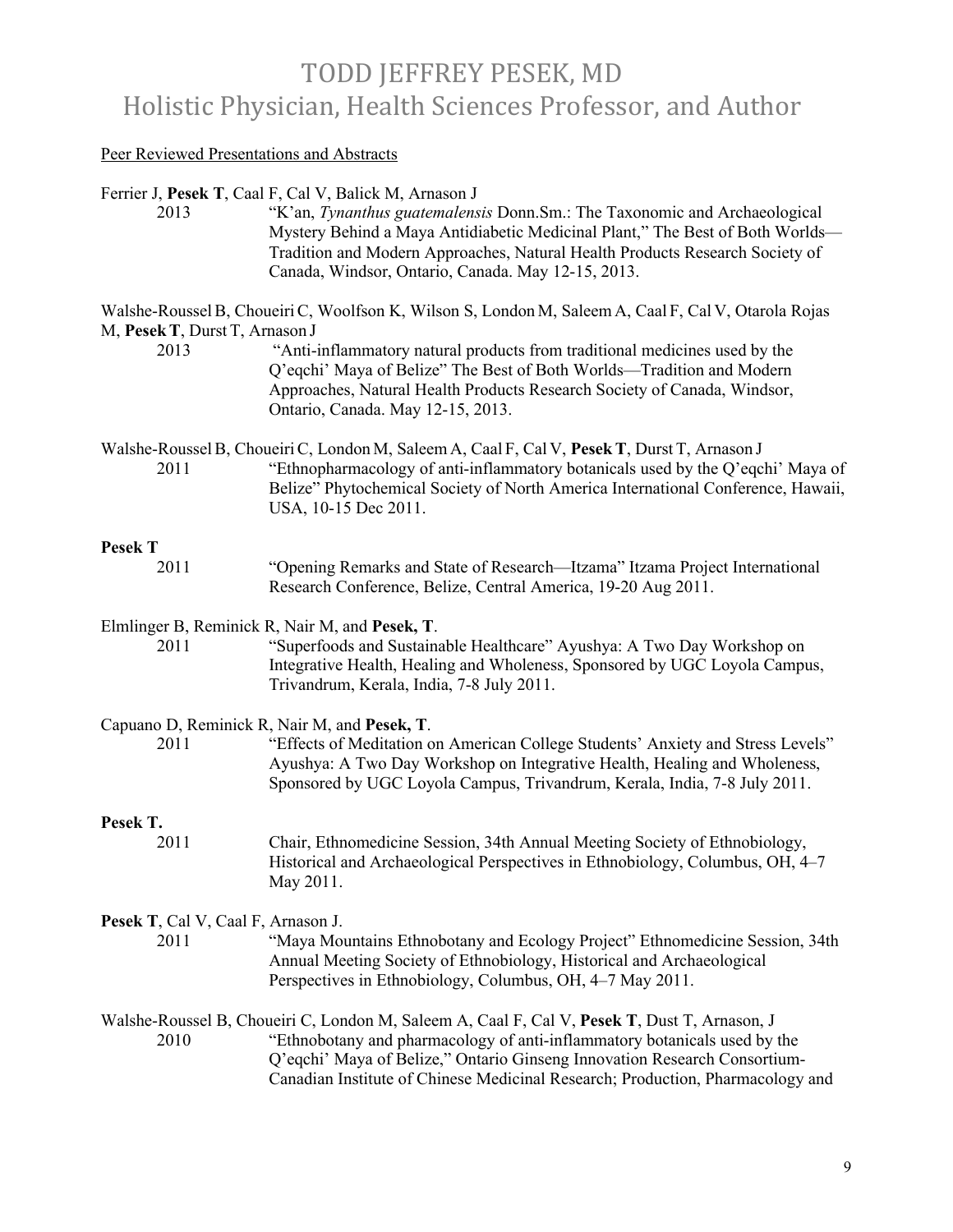Peer Reviewed Presentations and Abstracts

Ferrier J, **Pesek T**, Caal F, Cal V, Balick M, Arnason J

2013 "K'an, *Tynanthus guatemalensis* Donn.Sm.: The Taxonomic and Archaeological Mystery Behind a Maya Antidiabetic Medicinal Plant," The Best of Both Worlds—Tradition and Modern Approaches, Natural Health Products Research Society of Canada, Windsor, Ontario, Canada. May 12-15, 2013.

Walshe-Roussel B, Choueiri C, Woolfson K, Wilson S, London M, Saleem A, Caal F, Cal V, Otarola Rojas M, **Pesek T**, Durst T, Arnason J

2013 "Anti-inflammatory natural products from traditional medicines used by the Q'eqchi' Maya of Belize" The Best of Both Worlds—Tradition and Modern Approaches, Natural Health Products Research Society of Canada, Windsor, Ontario, Canada. May 12-15, 2013.

Walshe-Roussel B, Choueiri C, London M, Saleem A, Caal F, Cal V, **Pesek T**, Durst T, Arnason J

2011 "Ethnopharmacology of anti-inflammatory botanicals used by the Q'eqchi' Maya of Belize" Phytochemical Society of North America International Conference, Hawaii, USA, 10-15 Dec 2011.

**Pesek T**

2011 "Opening Remarks and State of Research—Itzama" Itzama Project International Research Conference, Belize, Central America, 19-20 Aug 2011.

Elmlinger B, Reminick R, Nair M, and **Pesek, T**.

2011 "Superfoods and Sustainable Healthcare" Ayushya: A Two Day Workshop on Integrative Health, Healing and Wholeness, Sponsored by UGC Loyola Campus, Trivandrum, Kerala, India, 7-8 July 2011.

Capuano D, Reminick R, Nair M, and **Pesek, T**.

2011 "Effects of Meditation on American College Students' Anxiety and Stress Levels" Ayushya: A Two Day Workshop on Integrative Health, Healing and Wholeness, Sponsored by UGC Loyola Campus, Trivandrum, Kerala, India, 7-8 July 2011.

**Pesek T.**

2011 Chair, Ethnomedicine Session, 34th Annual Meeting Society of Ethnobiology, Historical and Archaeological Perspectives in Ethnobiology, Columbus, OH, 4–7 May 2011.

**Pesek T**, Cal V, Caal F, Arnason J.

2011 "Maya Mountains Ethnobotany and Ecology Project" Ethnomedicine Session, 34th Annual Meeting Society of Ethnobiology, Historical and Archaeological Perspectives in Ethnobiology, Columbus, OH, 4–7 May 2011.

Walshe-Roussel B, Choueiri C, London M, Saleem A, Caal F, Cal V, **Pesek T**, Dust T, Arnason, J

2010 "Ethnobotany and pharmacology of anti-inflammatory botanicals used by the Q'eqchi' Maya of Belize," Ontario Ginseng Innovation Research Consortium-Canadian Institute of Chinese Medicinal Research; Production, Pharmacology and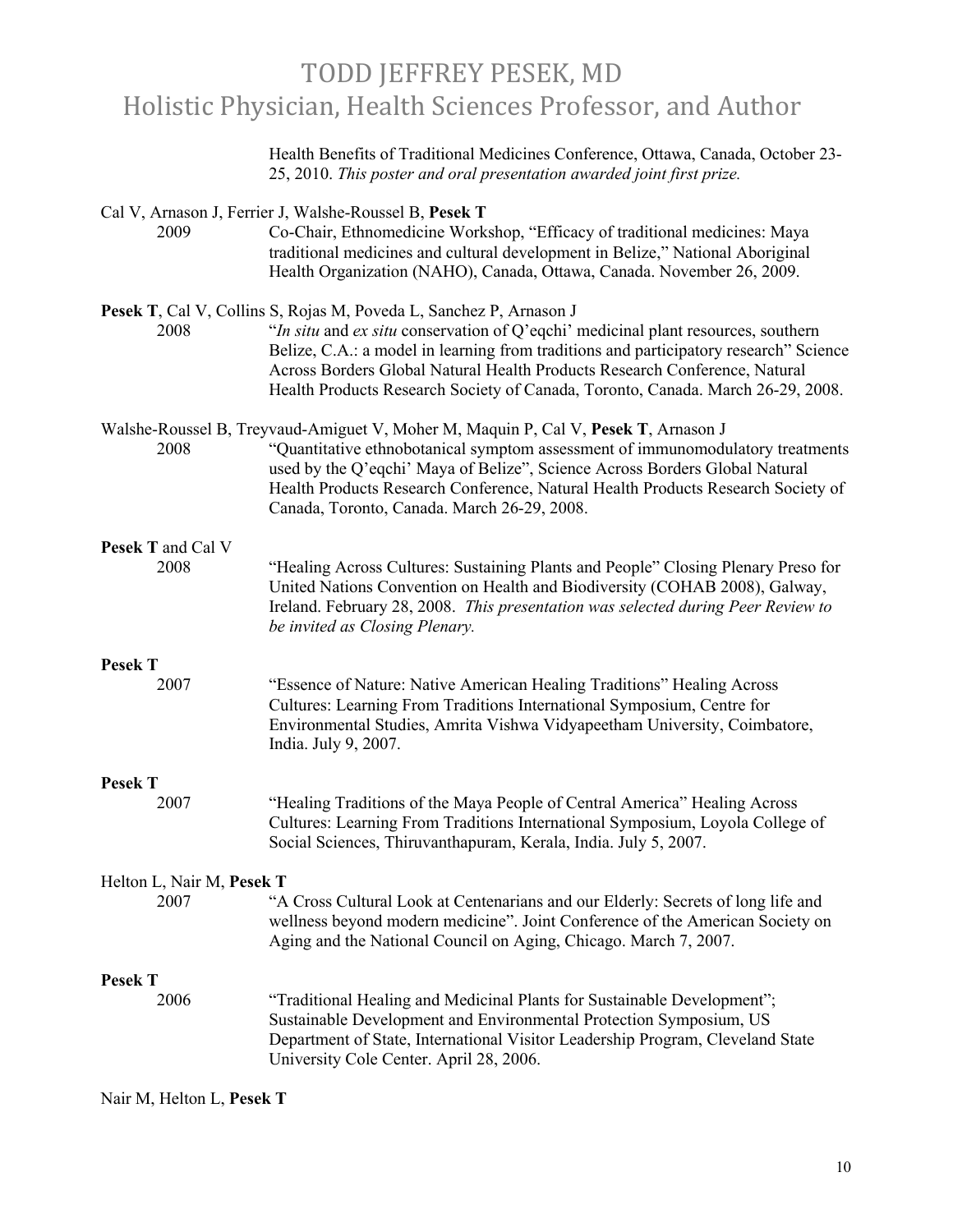Health Benefits of Traditional Medicines Conference, Ottawa, Canada, October 23-25, 2010. *This poster and oral presentation awarded joint first prize.*

Cal V, Arnason J, Ferrier J, Walshe-Roussel B, **Pesek T**

2009 — Co-Chair, Ethnomedicine Workshop, "Efficacy of traditional medicines: Maya traditional medicines and cultural development in Belize," National Aboriginal Health Organization (NAHO), Canada, Ottawa, Canada. November 26, 2009.

**Pesek T**, Cal V, Collins S, Rojas M, Poveda L, Sanchez P, Arnason J

2008 — "*In situ* and *ex situ* conservation of Q'eqchi' medicinal plant resources, southern Belize, C.A.: a model in learning from traditions and participatory research" Science Across Borders Global Natural Health Products Research Conference, Natural Health Products Research Society of Canada, Toronto, Canada. March 26-29, 2008.

Walshe-Roussel B, Treyvaud-Amiguet V, Moher M, Maquin P, Cal V, **Pesek T**, Arnason J

2008 — "Quantitative ethnobotanical symptom assessment of immunomodulatory treatments used by the Q'eqchi' Maya of Belize", Science Across Borders Global Natural Health Products Research Conference, Natural Health Products Research Society of Canada, Toronto, Canada. March 26-29, 2008.

**Pesek T** and Cal V

2008 — "Healing Across Cultures: Sustaining Plants and People" Closing Plenary Preso for United Nations Convention on Health and Biodiversity (COHAB 2008), Galway, Ireland. February 28, 2008. *This presentation was selected during Peer Review to be invited as Closing Plenary.*

**Pesek T**

2007 — "Essence of Nature: Native American Healing Traditions" Healing Across Cultures: Learning From Traditions International Symposium, Centre for Environmental Studies, Amrita Vishwa Vidyapeetham University, Coimbatore, India. July 9, 2007.

**Pesek T**

2007 — "Healing Traditions of the Maya People of Central America" Healing Across Cultures: Learning From Traditions International Symposium, Loyola College of Social Sciences, Thiruvanthapuram, Kerala, India. July 5, 2007.

Helton L, Nair M, **Pesek T**

2007 — "A Cross Cultural Look at Centenarians and our Elderly: Secrets of long life and wellness beyond modern medicine". Joint Conference of the American Society on Aging and the National Council on Aging, Chicago. March 7, 2007.

**Pesek T**

2006 — "Traditional Healing and Medicinal Plants for Sustainable Development"; Sustainable Development and Environmental Protection Symposium, US Department of State, International Visitor Leadership Program, Cleveland State University Cole Center. April 28, 2006.

Nair M, Helton L, **Pesek T**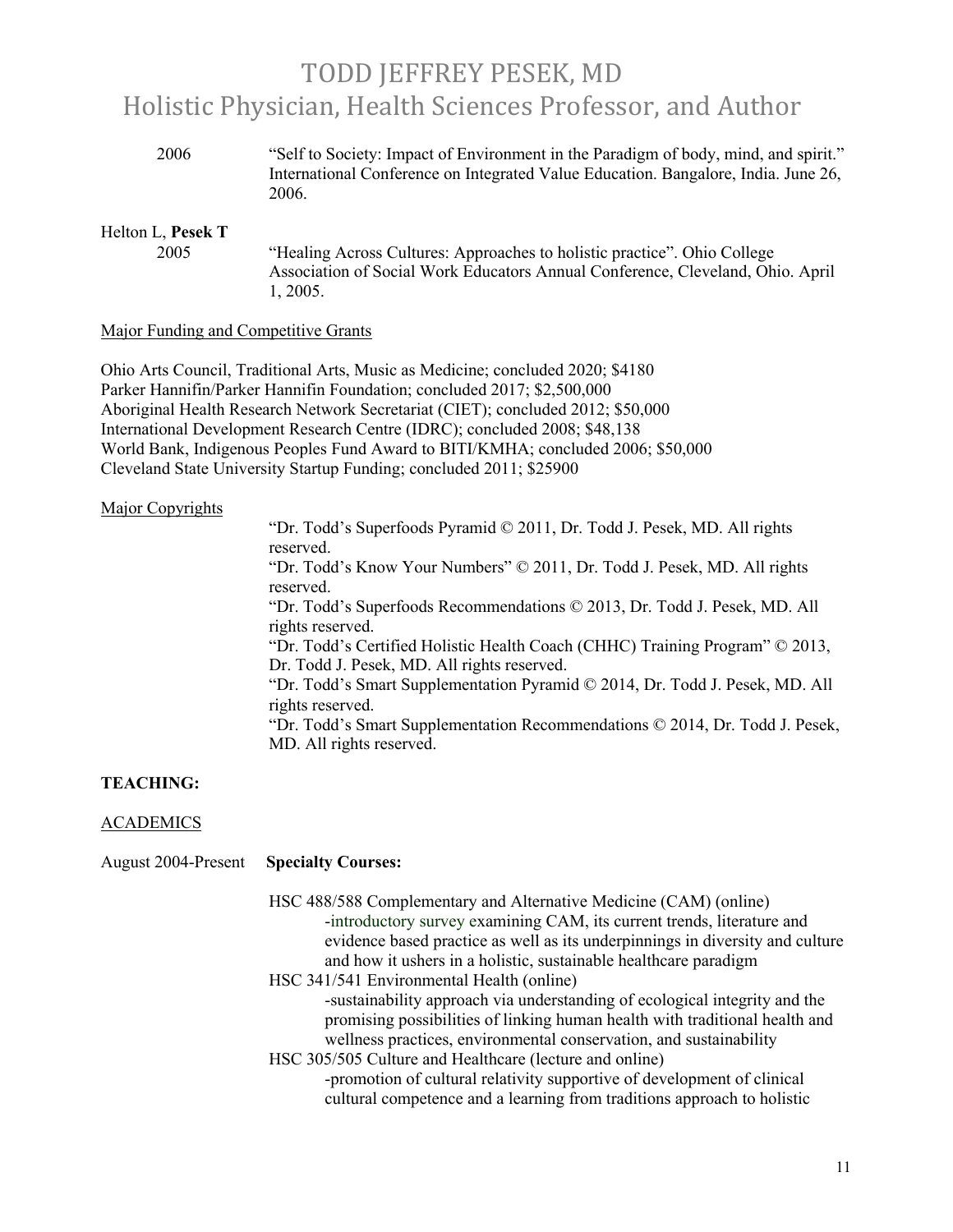2006 “Self to Society: Impact of Environment in the Paradigm of body, mind, and spirit.” International Conference on Integrated Value Education. Bangalore, India. June 26, 2006.

Helton L, **Pesek T**

2005 “Healing Across Cultures: Approaches to holistic practice”. Ohio College Association of Social Work Educators Annual Conference, Cleveland, Ohio. April 1, 2005.

<u>Major Funding and Competitive Grants</u>

Ohio Arts Council, Traditional Arts, Music as Medicine; concluded 2020; $4180
Parker Hannifin/Parker Hannifin Foundation; concluded 2017; $2,500,000
Aboriginal Health Research Network Secretariat (CIET); concluded 2012; $50,000
International Development Research Centre (IDRC); concluded 2008; $48,138
World Bank, Indigenous Peoples Fund Award to BITI/KMHA; concluded 2006; $50,000
Cleveland State University Startup Funding; concluded 2011; $25900

<u>Major Copyrights</u>

“Dr. Todd’s Superfoods Pyramid © 2011, Dr. Todd J. Pesek, MD. All rights reserved.
“Dr. Todd’s Know Your Numbers” © 2011, Dr. Todd J. Pesek, MD. All rights reserved.
“Dr. Todd’s Superfoods Recommendations © 2013, Dr. Todd J. Pesek, MD. All rights reserved.
“Dr. Todd’s Certified Holistic Health Coach (CHHC) Training Program” © 2013, Dr. Todd J. Pesek, MD. All rights reserved.
“Dr. Todd’s Smart Supplementation Pyramid © 2014, Dr. Todd J. Pesek, MD. All rights reserved.
“Dr. Todd’s Smart Supplementation Recommendations © 2014, Dr. Todd J. Pesek, MD. All rights reserved.

**TEACHING:**

<u>ACADEMICS</u>

August 2004-Present **Specialty Courses:**

HSC 488/588 Complementary and Alternative Medicine (CAM) (online)
-introductory survey examining CAM, its current trends, literature and evidence based practice as well as its underpinnings in diversity and culture and how it ushers in a holistic, sustainable healthcare paradigm

HSC 341/541 Environmental Health (online)
-sustainability approach via understanding of ecological integrity and the promising possibilities of linking human health with traditional health and wellness practices, environmental conservation, and sustainability

HSC 305/505 Culture and Healthcare (lecture and online)
-promotion of cultural relativity supportive of development of clinical cultural competence and a learning from traditions approach to holistic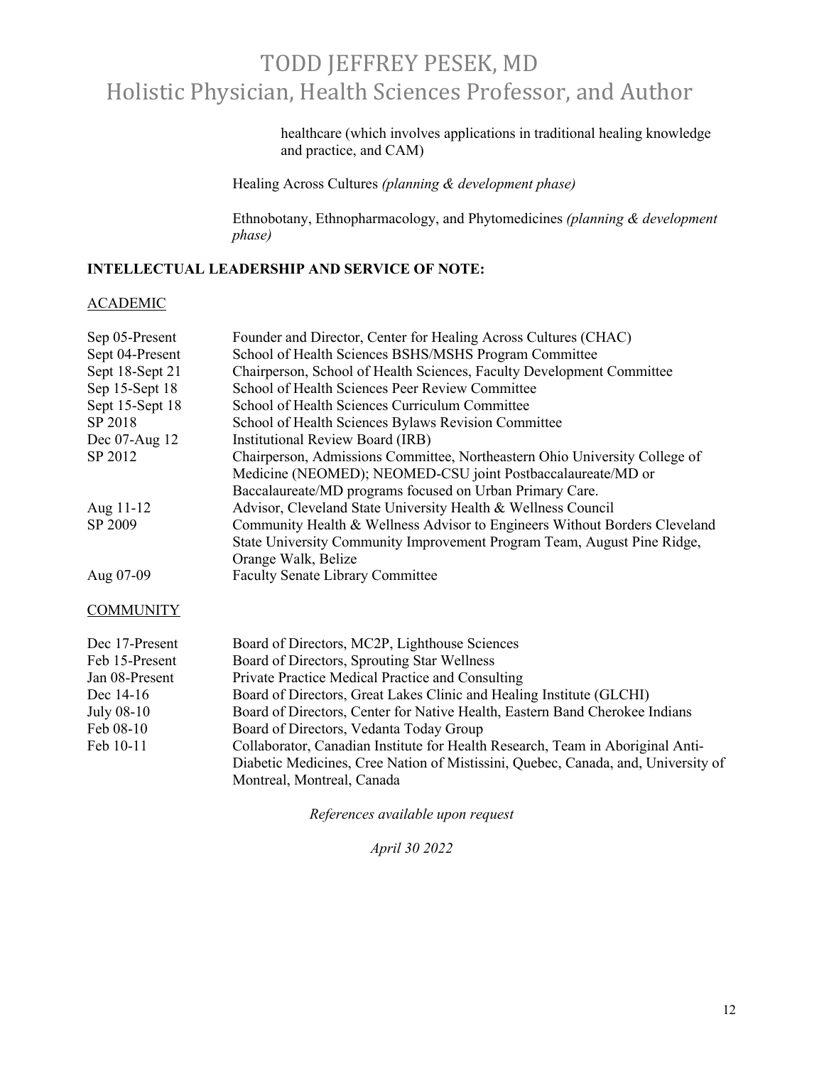healthcare (which involves applications in traditional healing knowledge and practice, and CAM)

Healing Across Cultures *(planning & development phase)*

Ethnobotany, Ethnopharmacology, and Phytomedicines *(planning & development phase)*

**INTELLECTUAL LEADERSHIP AND SERVICE OF NOTE:**

ACADEMIC

| | |
|---|---|
| Sep 05-Present | Founder and Director, Center for Healing Across Cultures (CHAC) |
| Sept 04-Present | School of Health Sciences BSHS/MSHS Program Committee |
| Sept 18-Sept 21 | Chairperson, School of Health Sciences, Faculty Development Committee |
| Sep 15-Sept 18 | School of Health Sciences Peer Review Committee |
| Sept 15-Sept 18 | School of Health Sciences Curriculum Committee |
| SP 2018 | School of Health Sciences Bylaws Revision Committee |
| Dec 07-Aug 12 | Institutional Review Board (IRB) |
| SP 2012 | Chairperson, Admissions Committee, Northeastern Ohio University College of Medicine (NEOMED); NEOMED-CSU joint Postbaccalaureate/MD or Baccalaureate/MD programs focused on Urban Primary Care. |
| Aug 11-12 | Advisor, Cleveland State University Health & Wellness Council |
| SP 2009 | Community Health & Wellness Advisor to Engineers Without Borders Cleveland State University Community Improvement Program Team, August Pine Ridge, Orange Walk, Belize |
| Aug 07-09 | Faculty Senate Library Committee |

COMMUNITY

| | |
|---|---|
| Dec 17-Present | Board of Directors, MC2P, Lighthouse Sciences |
| Feb 15-Present | Board of Directors, Sprouting Star Wellness |
| Jan 08-Present | Private Practice Medical Practice and Consulting |
| Dec 14-16 | Board of Directors, Great Lakes Clinic and Healing Institute (GLCHI) |
| July 08-10 | Board of Directors, Center for Native Health, Eastern Band Cherokee Indians |
| Feb 08-10 | Board of Directors, Vedanta Today Group |
| Feb 10-11 | Collaborator, Canadian Institute for Health Research, Team in Aboriginal Anti-Diabetic Medicines, Cree Nation of Mistissini, Quebec, Canada, and, University of Montreal, Montreal, Canada |

*References available upon request*

*April 30 2022*